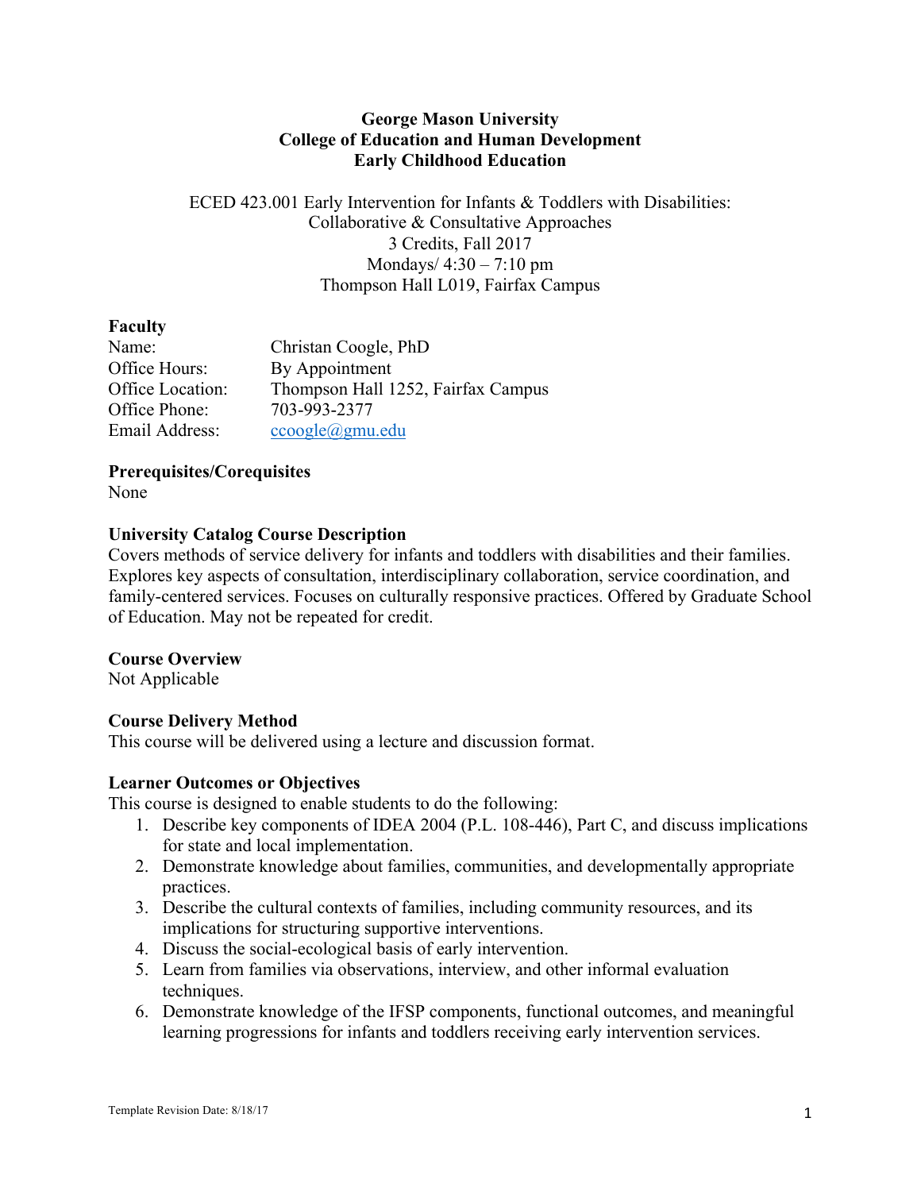**George Mason University**
**College of Education and Human Development**
**Early Childhood Education**

ECED 423.001 Early Intervention for Infants & Toddlers with Disabilities:
Collaborative & Consultative Approaches
3 Credits, Fall 2017
Mondays/ 4:30 – 7:10 pm
Thompson Hall L019, Fairfax Campus

**Faculty**

| | |
|---|---|
| Name: | Christan Coogle, PhD |
| Office Hours: | By Appointment |
| Office Location: | Thompson Hall 1252, Fairfax Campus |
| Office Phone: | 703-993-2377 |
| Email Address: | ccoogle@gmu.edu |

**Prerequisites/Corequisites**
None

**University Catalog Course Description**
Covers methods of service delivery for infants and toddlers with disabilities and their families. Explores key aspects of consultation, interdisciplinary collaboration, service coordination, and family-centered services. Focuses on culturally responsive practices. Offered by Graduate School of Education. May not be repeated for credit.

**Course Overview**
Not Applicable

**Course Delivery Method**
This course will be delivered using a lecture and discussion format.

**Learner Outcomes or Objectives**
This course is designed to enable students to do the following:

1. Describe key components of IDEA 2004 (P.L. 108-446), Part C, and discuss implications for state and local implementation.
2. Demonstrate knowledge about families, communities, and developmentally appropriate practices.
3. Describe the cultural contexts of families, including community resources, and its implications for structuring supportive interventions.
4. Discuss the social-ecological basis of early intervention.
5. Learn from families via observations, interview, and other informal evaluation techniques.
6. Demonstrate knowledge of the IFSP components, functional outcomes, and meaningful learning progressions for infants and toddlers receiving early intervention services.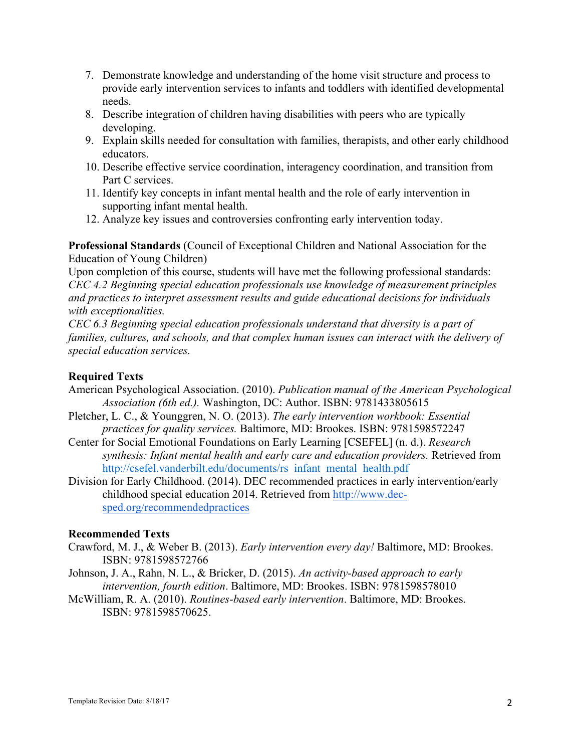7. Demonstrate knowledge and understanding of the home visit structure and process to provide early intervention services to infants and toddlers with identified developmental needs.
8. Describe integration of children having disabilities with peers who are typically developing.
9. Explain skills needed for consultation with families, therapists, and other early childhood educators.
10. Describe effective service coordination, interagency coordination, and transition from Part C services.
11. Identify key concepts in infant mental health and the role of early intervention in supporting infant mental health.
12. Analyze key issues and controversies confronting early intervention today.

**Professional Standards** (Council of Exceptional Children and National Association for the Education of Young Children)
Upon completion of this course, students will have met the following professional standards:
*CEC 4.2 Beginning special education professionals use knowledge of measurement principles and practices to interpret assessment results and guide educational decisions for individuals with exceptionalities.*
*CEC 6.3 Beginning special education professionals understand that diversity is a part of families, cultures, and schools, and that complex human issues can interact with the delivery of special education services.*

**Required Texts**

American Psychological Association. (2010). *Publication manual of the American Psychological Association (6th ed.).* Washington, DC: Author. ISBN: 9781433805615

Pletcher, L. C., & Younggren, N. O. (2013). *The early intervention workbook: Essential practices for quality services.* Baltimore, MD: Brookes. ISBN: 9781598572247

Center for Social Emotional Foundations on Early Learning [CSEFEL] (n. d.). *Research synthesis: Infant mental health and early care and education providers.* Retrieved from http://csefel.vanderbilt.edu/documents/rs_infant_mental_health.pdf

Division for Early Childhood. (2014). DEC recommended practices in early intervention/early childhood special education 2014. Retrieved from http://www.dec-sped.org/recommendedpractices

**Recommended Texts**

Crawford, M. J., & Weber B. (2013). *Early intervention every day!* Baltimore, MD: Brookes. ISBN: 9781598572766

Johnson, J. A., Rahn, N. L., & Bricker, D. (2015). *An activity-based approach to early intervention, fourth edition*. Baltimore, MD: Brookes. ISBN: 9781598578010

McWilliam, R. A. (2010). *Routines-based early intervention*. Baltimore, MD: Brookes. ISBN: 9781598570625.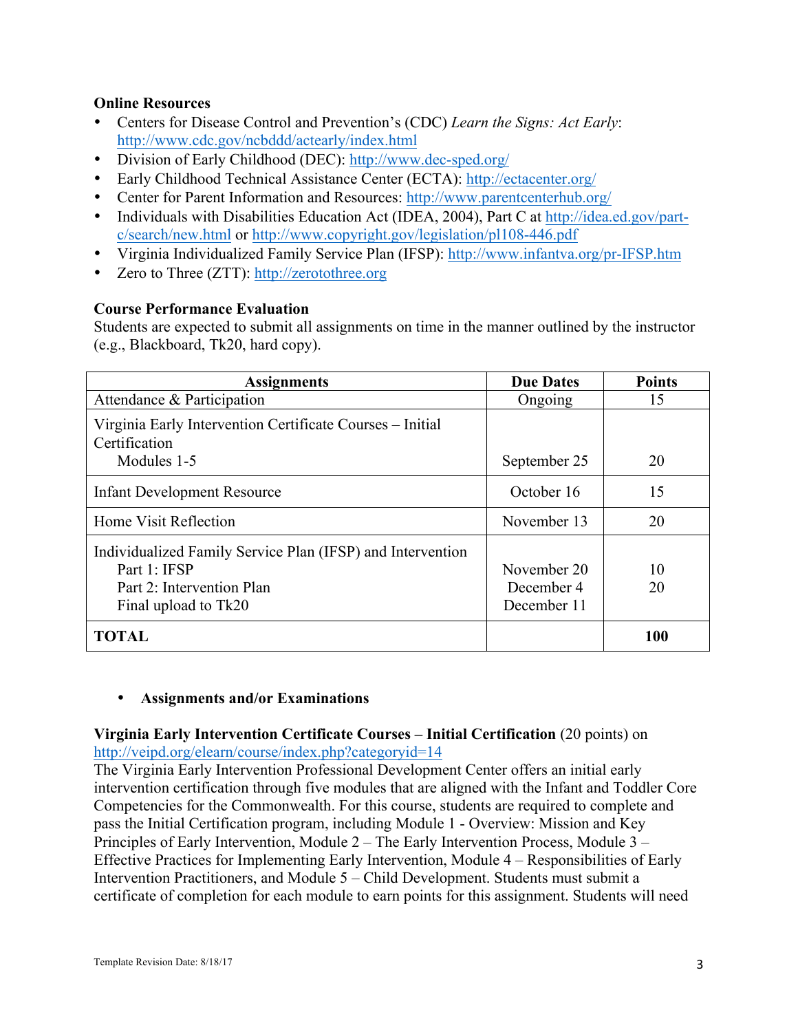**Online Resources**

- Centers for Disease Control and Prevention's (CDC) *Learn the Signs: Act Early*: http://www.cdc.gov/ncbddd/actearly/index.html
- Division of Early Childhood (DEC): http://www.dec-sped.org/
- Early Childhood Technical Assistance Center (ECTA): http://ectacenter.org/
- Center for Parent Information and Resources: http://www.parentcenterhub.org/
- Individuals with Disabilities Education Act (IDEA, 2004), Part C at http://idea.ed.gov/part-c/search/new.html or http://www.copyright.gov/legislation/pl108-446.pdf
- Virginia Individualized Family Service Plan (IFSP): http://www.infantva.org/pr-IFSP.htm
- Zero to Three (ZTT): http://zerotothree.org

**Course Performance Evaluation**

Students are expected to submit all assignments on time in the manner outlined by the instructor (e.g., Blackboard, Tk20, hard copy).

| Assignments | Due Dates | Points |
|---|---|---|
| Attendance & Participation | Ongoing | 15 |
| Virginia Early Intervention Certificate Courses – Initial Certification<br>Modules 1-5 | September 25 | 20 |
| Infant Development Resource | October 16 | 15 |
| Home Visit Reflection | November 13 | 20 |
| Individualized Family Service Plan (IFSP) and Intervention<br>Part 1: IFSP<br>Part 2: Intervention Plan<br>Final upload to Tk20 | <br>November 20<br>December 4<br>December 11 | <br>10<br>20 |
| **TOTAL** | | **100** |

- **Assignments and/or Examinations**

**Virginia Early Intervention Certificate Courses – Initial Certification** (20 points) on http://veipd.org/elearn/course/index.php?categoryid=14

The Virginia Early Intervention Professional Development Center offers an initial early intervention certification through five modules that are aligned with the Infant and Toddler Core Competencies for the Commonwealth. For this course, students are required to complete and pass the Initial Certification program, including Module 1 - Overview: Mission and Key Principles of Early Intervention, Module 2 – The Early Intervention Process, Module 3 – Effective Practices for Implementing Early Intervention, Module 4 – Responsibilities of Early Intervention Practitioners, and Module 5 – Child Development. Students must submit a certificate of completion for each module to earn points for this assignment. Students will need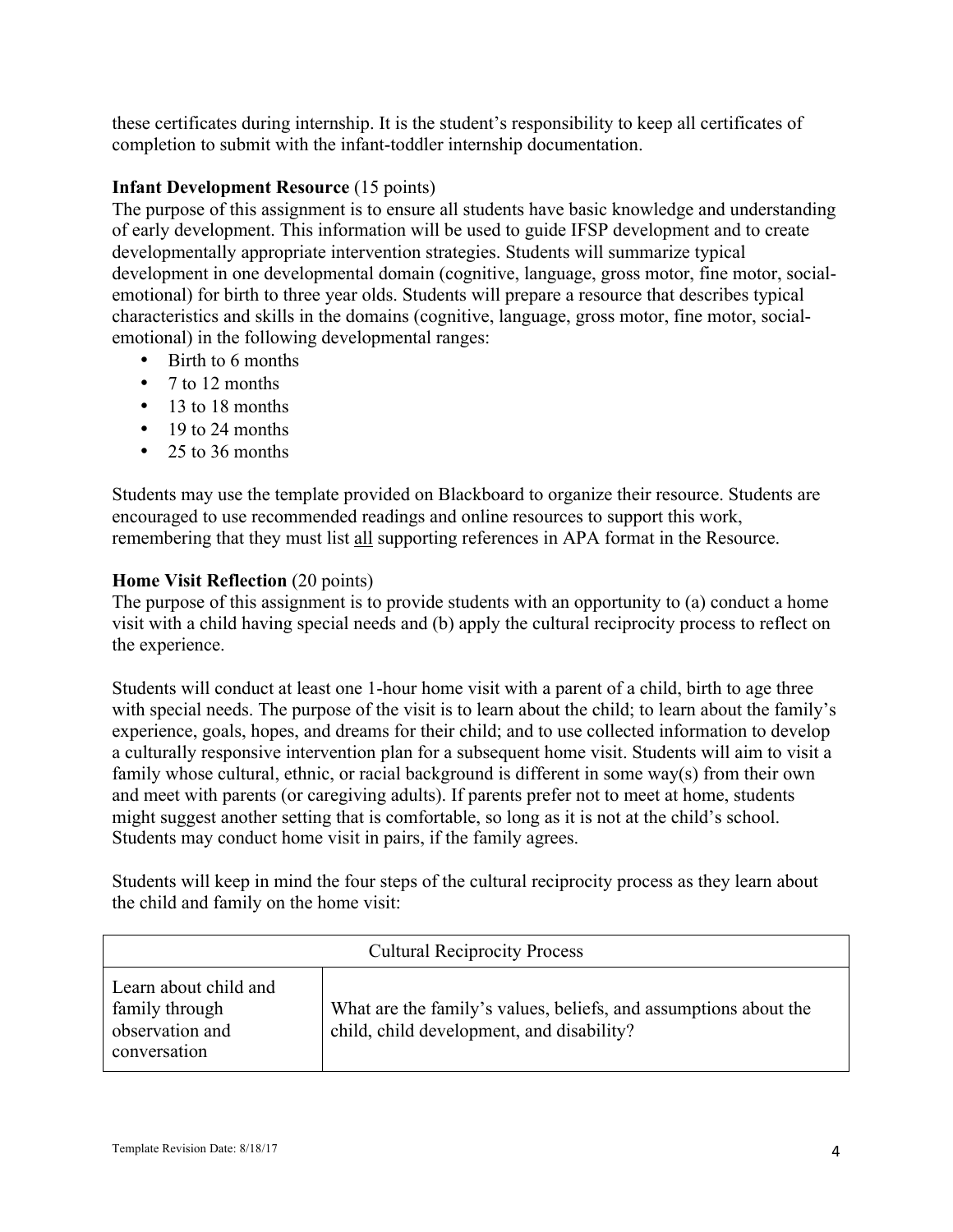these certificates during internship. It is the student's responsibility to keep all certificates of completion to submit with the infant-toddler internship documentation.

**Infant Development Resource** (15 points)
The purpose of this assignment is to ensure all students have basic knowledge and understanding of early development. This information will be used to guide IFSP development and to create developmentally appropriate intervention strategies. Students will summarize typical development in one developmental domain (cognitive, language, gross motor, fine motor, social-emotional) for birth to three year olds. Students will prepare a resource that describes typical characteristics and skills in the domains (cognitive, language, gross motor, fine motor, social-emotional) in the following developmental ranges:

- Birth to 6 months
- 7 to 12 months
- 13 to 18 months
- 19 to 24 months
- 25 to 36 months

Students may use the template provided on Blackboard to organize their resource. Students are encouraged to use recommended readings and online resources to support this work, remembering that they must list <u>all</u> supporting references in APA format in the Resource.

**Home Visit Reflection** (20 points)
The purpose of this assignment is to provide students with an opportunity to (a) conduct a home visit with a child having special needs and (b) apply the cultural reciprocity process to reflect on the experience.

Students will conduct at least one 1-hour home visit with a parent of a child, birth to age three with special needs. The purpose of the visit is to learn about the child; to learn about the family's experience, goals, hopes, and dreams for their child; and to use collected information to develop a culturally responsive intervention plan for a subsequent home visit. Students will aim to visit a family whose cultural, ethnic, or racial background is different in some way(s) from their own and meet with parents (or caregiving adults). If parents prefer not to meet at home, students might suggest another setting that is comfortable, so long as it is not at the child's school. Students may conduct home visit in pairs, if the family agrees.

Students will keep in mind the four steps of the cultural reciprocity process as they learn about the child and family on the home visit:

| Cultural Reciprocity Process | |
|---|---|
| Learn about child and family through observation and conversation | What are the family's values, beliefs, and assumptions about the child, child development, and disability? |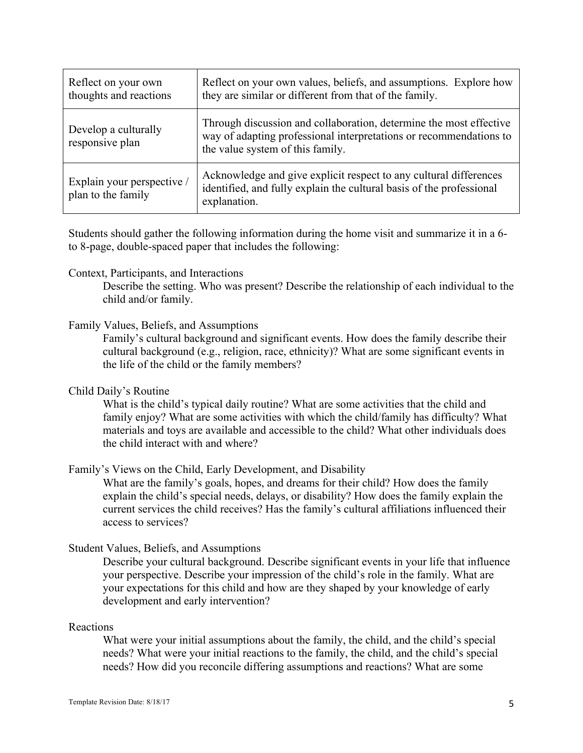| Reflect on your own thoughts and reactions | Reflect on your own values, beliefs, and assumptions. Explore how they are similar or different from that of the family. |
|---|---|
| Develop a culturally responsive plan | Through discussion and collaboration, determine the most effective way of adapting professional interpretations or recommendations to the value system of this family. |
| Explain your perspective / plan to the family | Acknowledge and give explicit respect to any cultural differences identified, and fully explain the cultural basis of the professional explanation. |

Students should gather the following information during the home visit and summarize it in a 6- to 8-page, double-spaced paper that includes the following:

Context, Participants, and Interactions

> Describe the setting. Who was present? Describe the relationship of each individual to the child and/or family.

Family Values, Beliefs, and Assumptions

> Family's cultural background and significant events. How does the family describe their cultural background (e.g., religion, race, ethnicity)? What are some significant events in the life of the child or the family members?

Child Daily's Routine

> What is the child's typical daily routine? What are some activities that the child and family enjoy? What are some activities with which the child/family has difficulty? What materials and toys are available and accessible to the child? What other individuals does the child interact with and where?

Family's Views on the Child, Early Development, and Disability

> What are the family's goals, hopes, and dreams for their child? How does the family explain the child's special needs, delays, or disability? How does the family explain the current services the child receives? Has the family's cultural affiliations influenced their access to services?

Student Values, Beliefs, and Assumptions

> Describe your cultural background. Describe significant events in your life that influence your perspective. Describe your impression of the child's role in the family. What are your expectations for this child and how are they shaped by your knowledge of early development and early intervention?

Reactions

> What were your initial assumptions about the family, the child, and the child's special needs? What were your initial reactions to the family, the child, and the child's special needs? How did you reconcile differing assumptions and reactions? What are some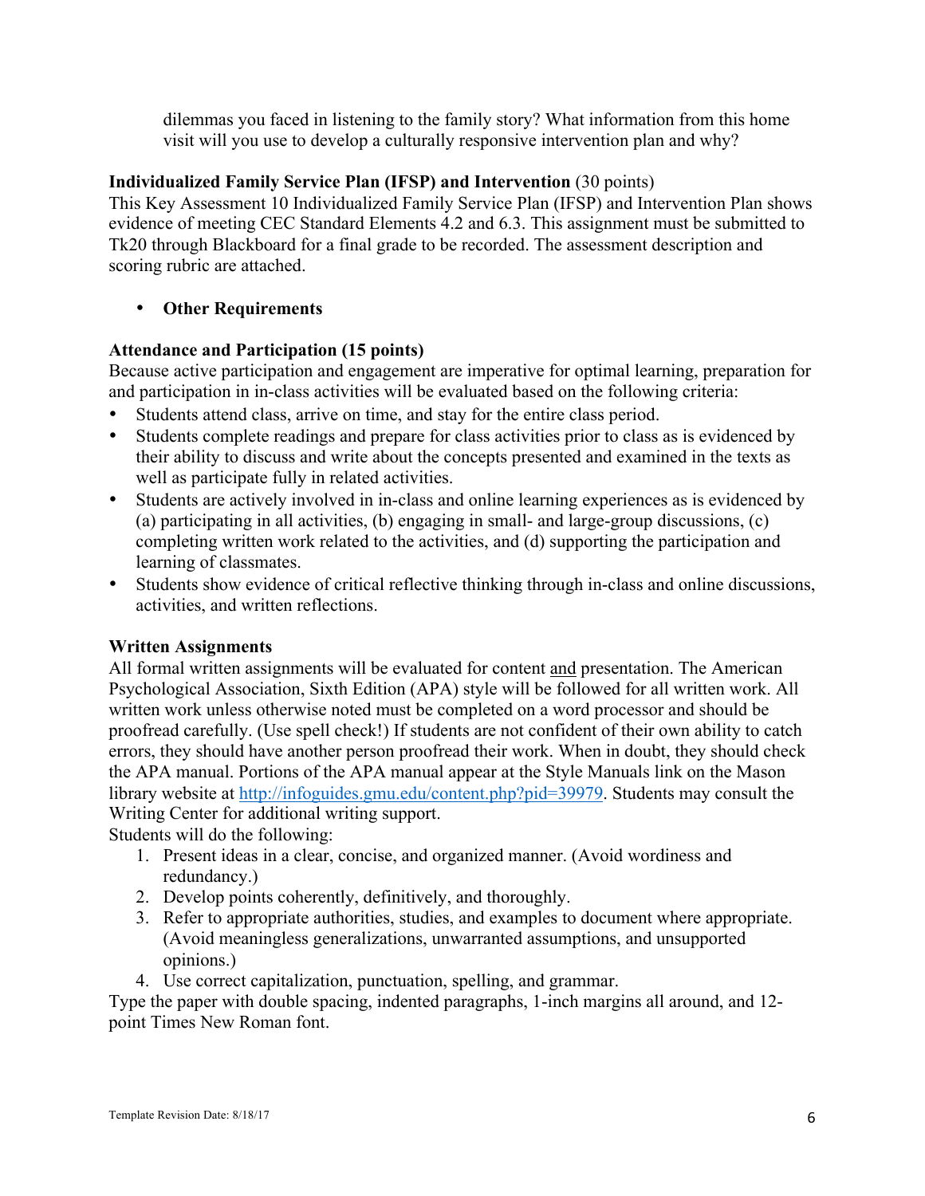dilemmas you faced in listening to the family story? What information from this home visit will you use to develop a culturally responsive intervention plan and why?

**Individualized Family Service Plan (IFSP) and Intervention** (30 points)
This Key Assessment 10 Individualized Family Service Plan (IFSP) and Intervention Plan shows evidence of meeting CEC Standard Elements 4.2 and 6.3. This assignment must be submitted to Tk20 through Blackboard for a final grade to be recorded. The assessment description and scoring rubric are attached.

- **Other Requirements**

**Attendance and Participation (15 points)**
Because active participation and engagement are imperative for optimal learning, preparation for and participation in in-class activities will be evaluated based on the following criteria:

- Students attend class, arrive on time, and stay for the entire class period.
- Students complete readings and prepare for class activities prior to class as is evidenced by their ability to discuss and write about the concepts presented and examined in the texts as well as participate fully in related activities.
- Students are actively involved in in-class and online learning experiences as is evidenced by (a) participating in all activities, (b) engaging in small- and large-group discussions, (c) completing written work related to the activities, and (d) supporting the participation and learning of classmates.
- Students show evidence of critical reflective thinking through in-class and online discussions, activities, and written reflections.

**Written Assignments**
All formal written assignments will be evaluated for content <u>and</u> presentation. The American Psychological Association, Sixth Edition (APA) style will be followed for all written work. All written work unless otherwise noted must be completed on a word processor and should be proofread carefully. (Use spell check!) If students are not confident of their own ability to catch errors, they should have another person proofread their work. When in doubt, they should check the APA manual. Portions of the APA manual appear at the Style Manuals link on the Mason library website at http://infoguides.gmu.edu/content.php?pid=39979. Students may consult the Writing Center for additional writing support.
Students will do the following:

1. Present ideas in a clear, concise, and organized manner. (Avoid wordiness and redundancy.)
2. Develop points coherently, definitively, and thoroughly.
3. Refer to appropriate authorities, studies, and examples to document where appropriate. (Avoid meaningless generalizations, unwarranted assumptions, and unsupported opinions.)
4. Use correct capitalization, punctuation, spelling, and grammar.

Type the paper with double spacing, indented paragraphs, 1-inch margins all around, and 12-point Times New Roman font.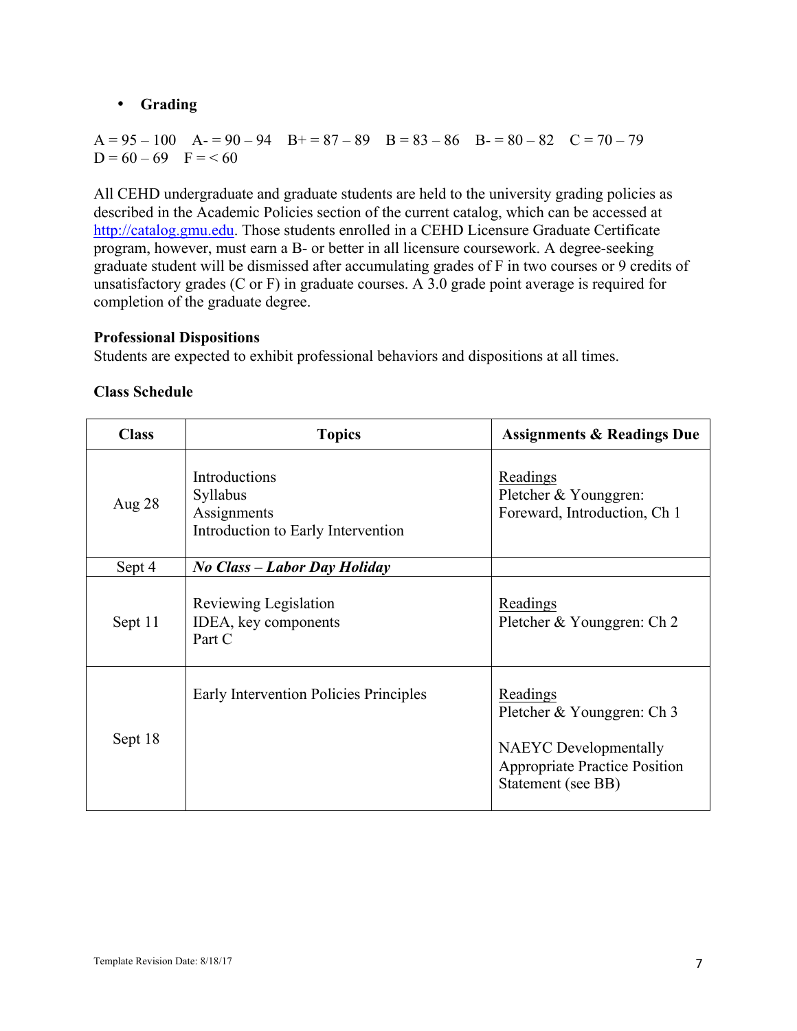- **Grading**

A = 95 – 100  A- = 90 – 94  B+ = 87 – 89  B = 83 – 86  B- = 80 – 82  C = 70 – 79
D = 60 – 69  F = < 60

All CEHD undergraduate and graduate students are held to the university grading policies as described in the Academic Policies section of the current catalog, which can be accessed at http://catalog.gmu.edu. Those students enrolled in a CEHD Licensure Graduate Certificate program, however, must earn a B- or better in all licensure coursework. A degree-seeking graduate student will be dismissed after accumulating grades of F in two courses or 9 credits of unsatisfactory grades (C or F) in graduate courses. A 3.0 grade point average is required for completion of the graduate degree.

**Professional Dispositions**
Students are expected to exhibit professional behaviors and dispositions at all times.

**Class Schedule**

| Class | Topics | Assignments & Readings Due |
|---|---|---|
| Aug 28 | Introductions<br>Syllabus<br>Assignments<br>Introduction to Early Intervention | Readings<br>Pletcher & Younggren: Foreward, Introduction, Ch 1 |
| Sept 4 | ***No Class – Labor Day Holiday*** | |
| Sept 11 | Reviewing Legislation<br>IDEA, key components<br>Part C | Readings<br>Pletcher & Younggren: Ch 2 |
| Sept 18 | Early Intervention Policies Principles | Readings<br>Pletcher & Younggren: Ch 3<br><br>NAEYC Developmentally Appropriate Practice Position Statement (see BB) |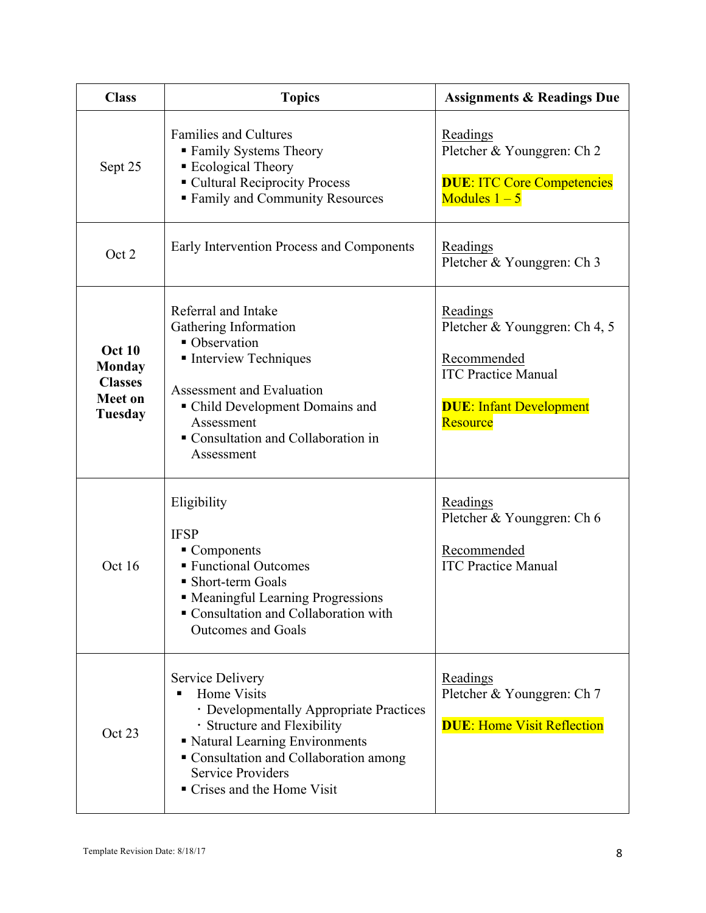| Class | Topics | Assignments & Readings Due |
|---|---|---|
| Sept 25 | Families and Cultures<br>▪ Family Systems Theory<br>▪ Ecological Theory<br>▪ Cultural Reciprocity Process<br>▪ Family and Community Resources | Readings<br>Pletcher & Younggren: Ch 2<br><br>**DUE**: ITC Core Competencies Modules 1 – 5 |
| Oct 2 | Early Intervention Process and Components | Readings<br>Pletcher & Younggren: Ch 3 |
| **Oct 10 Monday Classes Meet on Tuesday** | Referral and Intake<br>Gathering Information<br>▪ Observation<br>▪ Interview Techniques<br><br>Assessment and Evaluation<br>▪ Child Development Domains and Assessment<br>▪ Consultation and Collaboration in Assessment | Readings<br>Pletcher & Younggren: Ch 4, 5<br><br>Recommended<br>ITC Practice Manual<br><br>**DUE**: Infant Development Resource |
| Oct 16 | Eligibility<br><br>IFSP<br>▪ Components<br>▪ Functional Outcomes<br>▪ Short-term Goals<br>▪ Meaningful Learning Progressions<br>▪ Consultation and Collaboration with Outcomes and Goals | Readings<br>Pletcher & Younggren: Ch 6<br><br>Recommended<br>ITC Practice Manual |
| Oct 23 | Service Delivery<br>▪ Home Visits<br>· Developmentally Appropriate Practices<br>· Structure and Flexibility<br>▪ Natural Learning Environments<br>▪ Consultation and Collaboration among Service Providers<br>▪ Crises and the Home Visit | Readings<br>Pletcher & Younggren: Ch 7<br><br>**DUE**: Home Visit Reflection |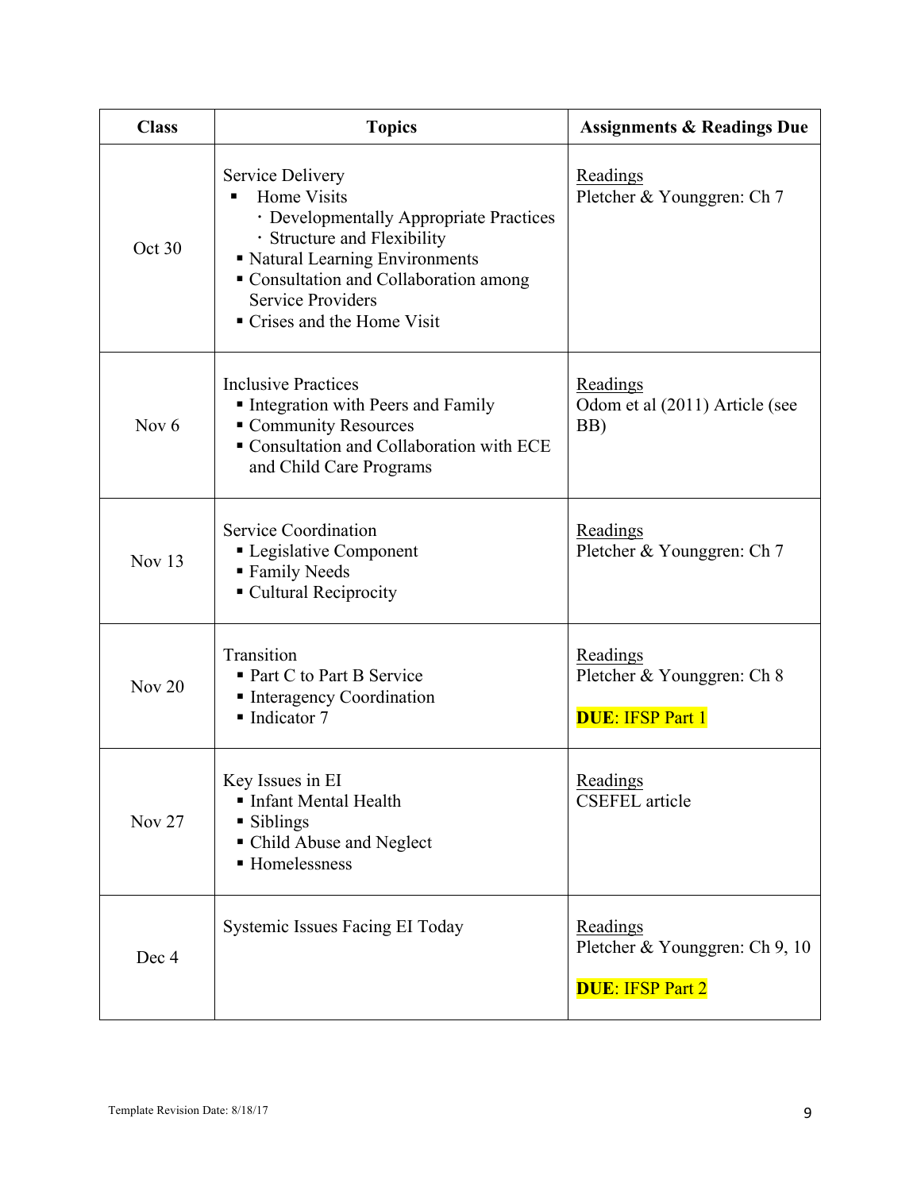| Class | Topics | Assignments & Readings Due |
| --- | --- | --- |
| Oct 30 | Service Delivery<br>▪ Home Visits<br>· Developmentally Appropriate Practices<br>· Structure and Flexibility<br>▪ Natural Learning Environments<br>▪ Consultation and Collaboration among Service Providers<br>▪ Crises and the Home Visit | Readings<br>Pletcher & Younggren: Ch 7 |
| Nov 6 | Inclusive Practices<br>▪ Integration with Peers and Family<br>▪ Community Resources<br>▪ Consultation and Collaboration with ECE and Child Care Programs | Readings<br>Odom et al (2011) Article (see BB) |
| Nov 13 | Service Coordination<br>▪ Legislative Component<br>▪ Family Needs<br>▪ Cultural Reciprocity | Readings<br>Pletcher & Younggren: Ch 7 |
| Nov 20 | Transition<br>▪ Part C to Part B Service<br>▪ Interagency Coordination<br>▪ Indicator 7 | Readings<br>Pletcher & Younggren: Ch 8<br><br>**DUE**: IFSP Part 1 |
| Nov 27 | Key Issues in EI<br>▪ Infant Mental Health<br>▪ Siblings<br>▪ Child Abuse and Neglect<br>▪ Homelessness | Readings<br>CSEFEL article |
| Dec 4 | Systemic Issues Facing EI Today | Readings<br>Pletcher & Younggren: Ch 9, 10<br><br>**DUE**: IFSP Part 2 |

Template Revision Date: 8/18/17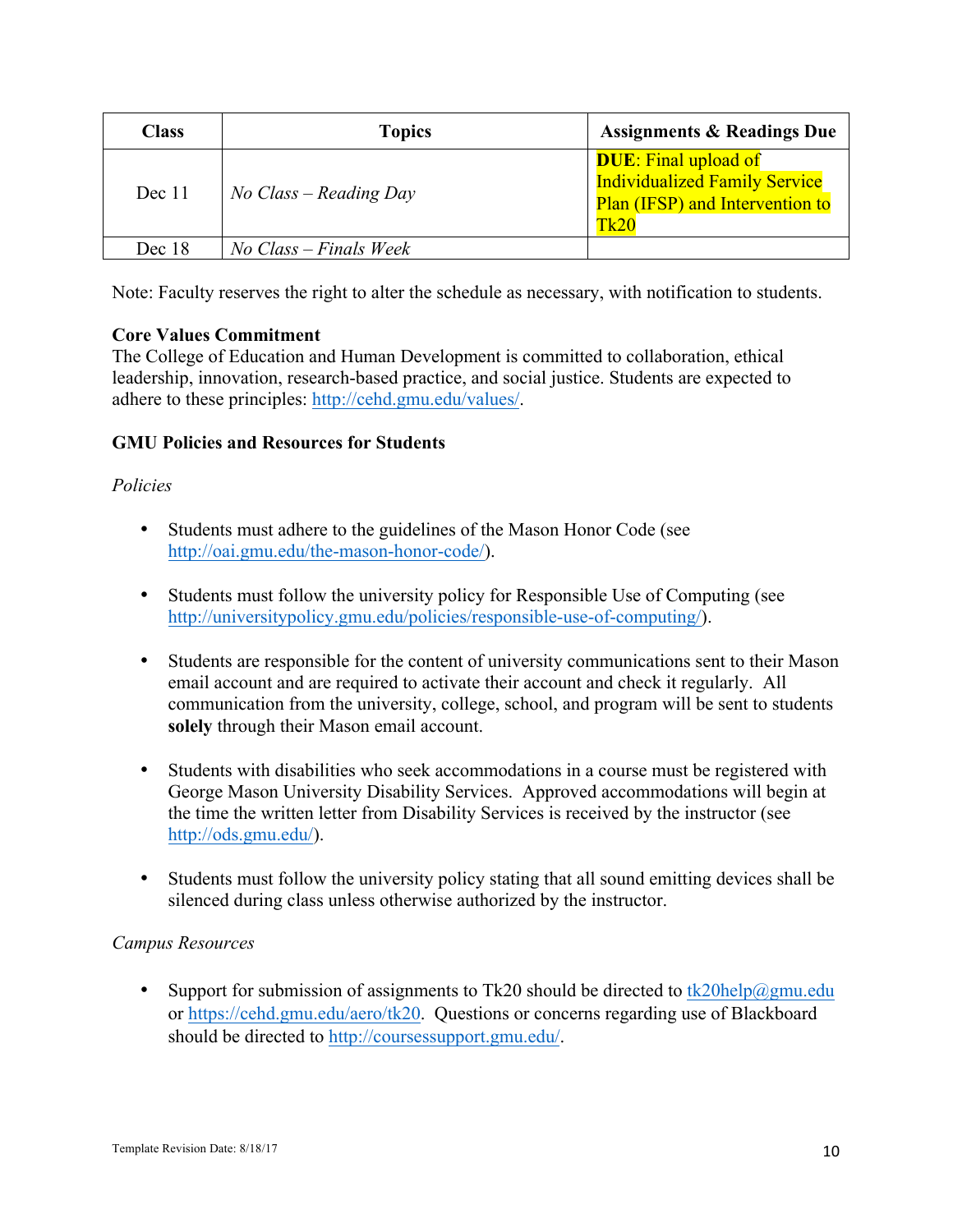| Class | Topics | Assignments & Readings Due |
| --- | --- | --- |
| Dec 11 | *No Class – Reading Day* | **DUE**: Final upload of Individualized Family Service Plan (IFSP) and Intervention to Tk20 |
| Dec 18 | *No Class – Finals Week* | |

Note: Faculty reserves the right to alter the schedule as necessary, with notification to students.

**Core Values Commitment**
The College of Education and Human Development is committed to collaboration, ethical leadership, innovation, research-based practice, and social justice. Students are expected to adhere to these principles: http://cehd.gmu.edu/values/.

**GMU Policies and Resources for Students**

*Policies*

- Students must adhere to the guidelines of the Mason Honor Code (see http://oai.gmu.edu/the-mason-honor-code/).

- Students must follow the university policy for Responsible Use of Computing (see http://universitypolicy.gmu.edu/policies/responsible-use-of-computing/).

- Students are responsible for the content of university communications sent to their Mason email account and are required to activate their account and check it regularly. All communication from the university, college, school, and program will be sent to students **solely** through their Mason email account.

- Students with disabilities who seek accommodations in a course must be registered with George Mason University Disability Services. Approved accommodations will begin at the time the written letter from Disability Services is received by the instructor (see http://ods.gmu.edu/).

- Students must follow the university policy stating that all sound emitting devices shall be silenced during class unless otherwise authorized by the instructor.

*Campus Resources*

- Support for submission of assignments to Tk20 should be directed to tk20help@gmu.edu or https://cehd.gmu.edu/aero/tk20. Questions or concerns regarding use of Blackboard should be directed to http://coursessupport.gmu.edu/.

Template Revision Date: 8/18/17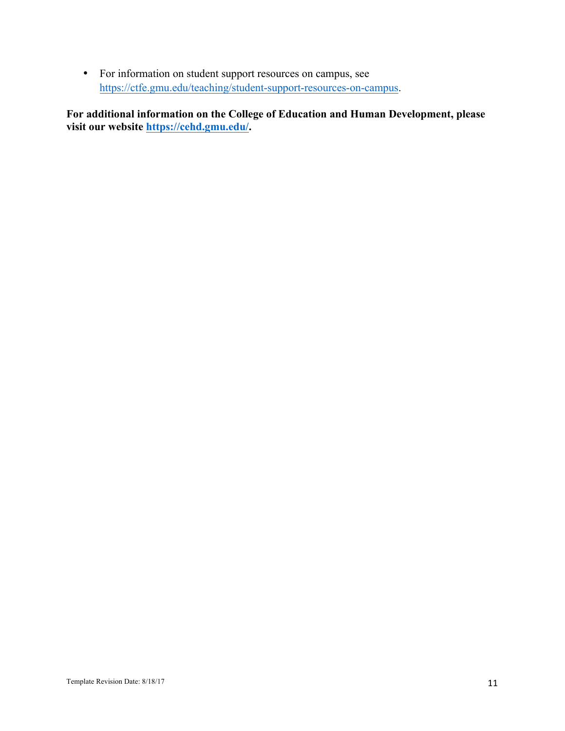- For information on student support resources on campus, see https://ctfe.gmu.edu/teaching/student-support-resources-on-campus.

**For additional information on the College of Education and Human Development, please visit our website https://cehd.gmu.edu/.**